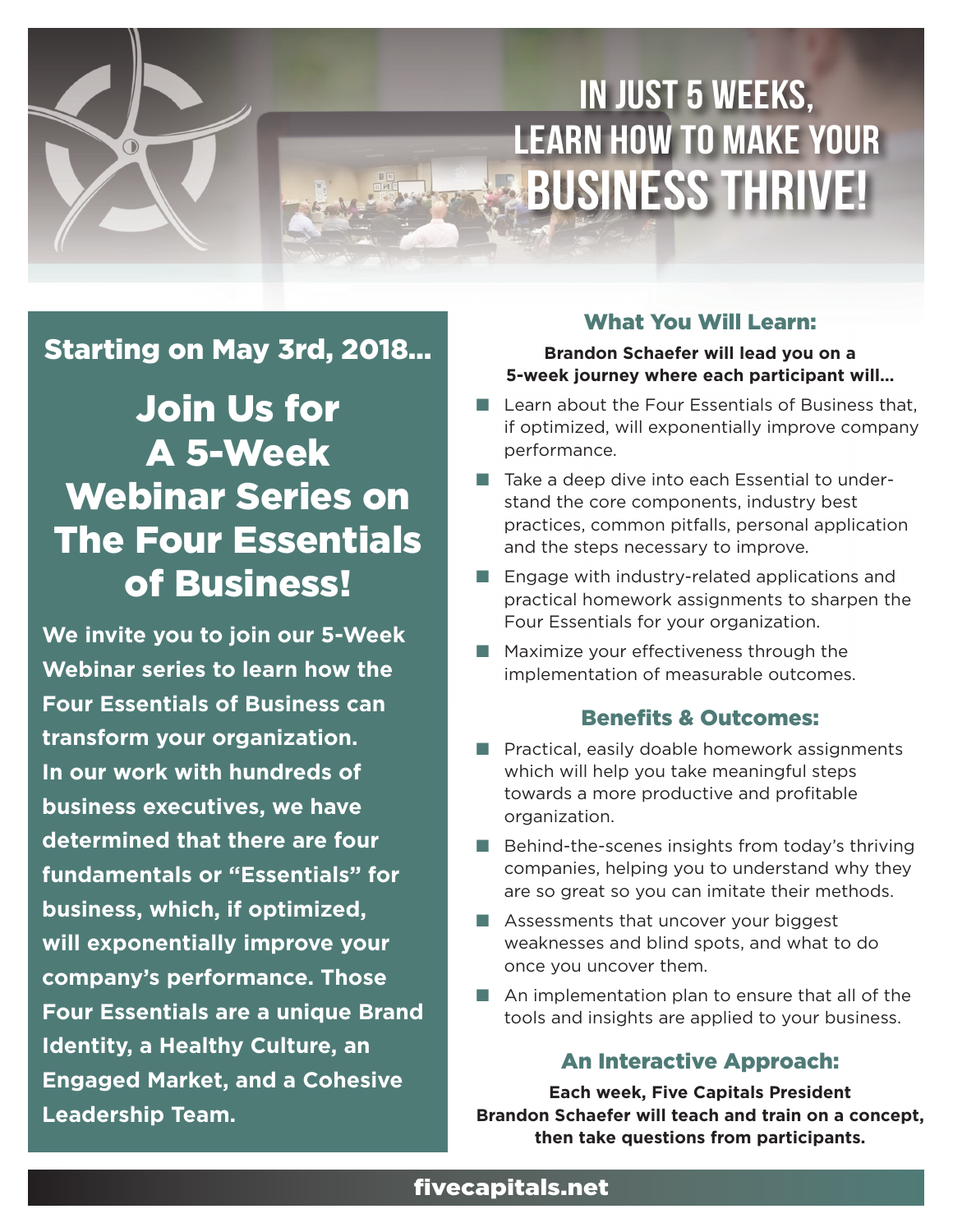# IN JUST 5 WEEKS, LEARN HOW TO MAKE YOUR BUSINESS THRIVE!

## Starting on May 3rd, 2018...

# Join Us for A 5-Week Webinar Series on The Four Essentials of Business!

**We invite you to join our 5-Week Webinar series to learn how the Four Essentials of Business can transform your organization. In our work with hundreds of business executives, we have determined that there are four fundamentals or "Essentials" for business, which, if optimized, will exponentially improve your company's performance. Those Four Essentials are a unique Brand Identity, a Healthy Culture, an Engaged Market, and a Cohesive Leadership Team.**

## What You Will Learn:

**Brandon Schaefer will lead you on a 5-week journey where each participant will...**

- Learn about the Four Essentials of Business that, if optimized, will exponentially improve company performance.
- Take a deep dive into each Essential to understand the core components, industry best practices, common pitfalls, personal application and the steps necessary to improve.
- Engage with industry-related applications and practical homework assignments to sharpen the Four Essentials for your organization.
- Maximize your effectiveness through the implementation of measurable outcomes.

## Benefits & Outcomes:

- Practical, easily doable homework assignments which will help you take meaningful steps towards a more productive and profitable organization.
- Behind-the-scenes insights from today's thriving companies, helping you to understand why they are so great so you can imitate their methods.
- Assessments that uncover your biggest weaknesses and blind spots, and what to do once you uncover them.
- An implementation plan to ensure that all of the tools and insights are applied to your business.

## An Interactive Approach:

**Each week, Five Capitals President Brandon Schaefer will teach and train on a concept, then take questions from participants.**

fivecapitals.net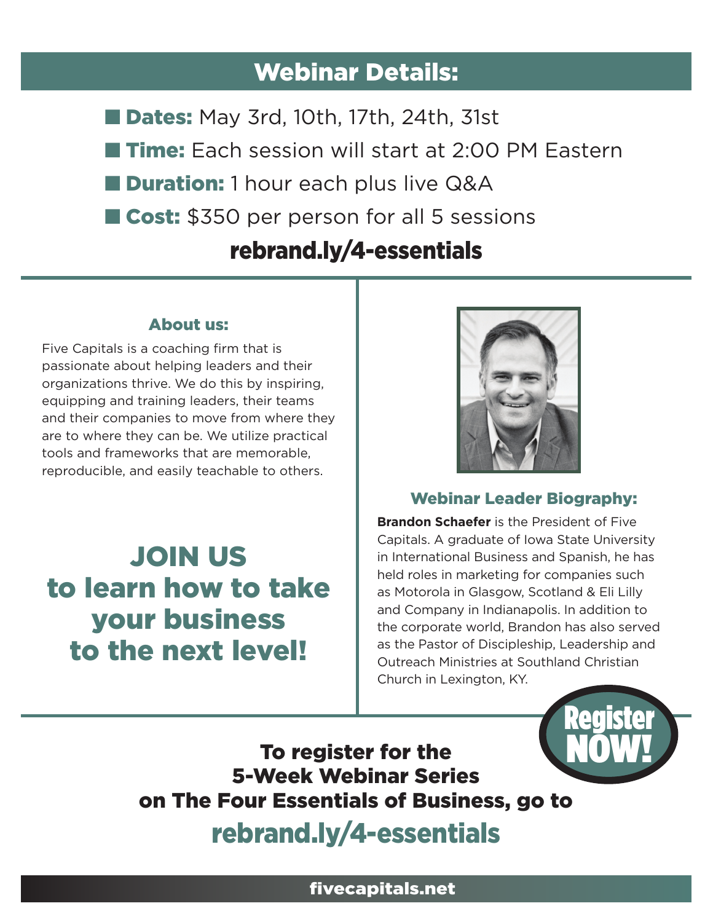## Webinar Details:

- **Dates:** May 3rd, 10th, 17th, 24th, 31st
- **Time:** Each session will start at 2:00 PM Eastern
- **Duration:** 1 hour each plus live Q&A
- **Cost:** $350 per person for all 5 sessions

**rebrand.ly/4-essentials**

### About us:

Five Capitals is a coaching firm that is passionate about helping leaders and their organizations thrive. We do this by inspiring, equipping and training leaders, their teams and their companies to move from where they are to where they can be. We utilize practical tools and frameworks that are memorable, reproducible, and easily teachable to others.

## JOIN US to learn how to take your business to the next level!

### Webinar Leader Biography:

**Brandon Schaefer** is the President of Five Capitals. A graduate of Iowa State University in International Business and Spanish, he has held roles in marketing for companies such as Motorola in Glasgow, Scotland & Eli Lilly and Company in Indianapolis. In addition to the corporate world, Brandon has also served as the Pastor of Discipleship, Leadership and Outreach Ministries at Southland Christian Church in Lexington, KY.

**Register NOW!**

**To register for the 5-Week Webinar Series on The Four Essentials of Business, go to**

**rebrand.ly/4-essentials**

**fivecapitals.net**